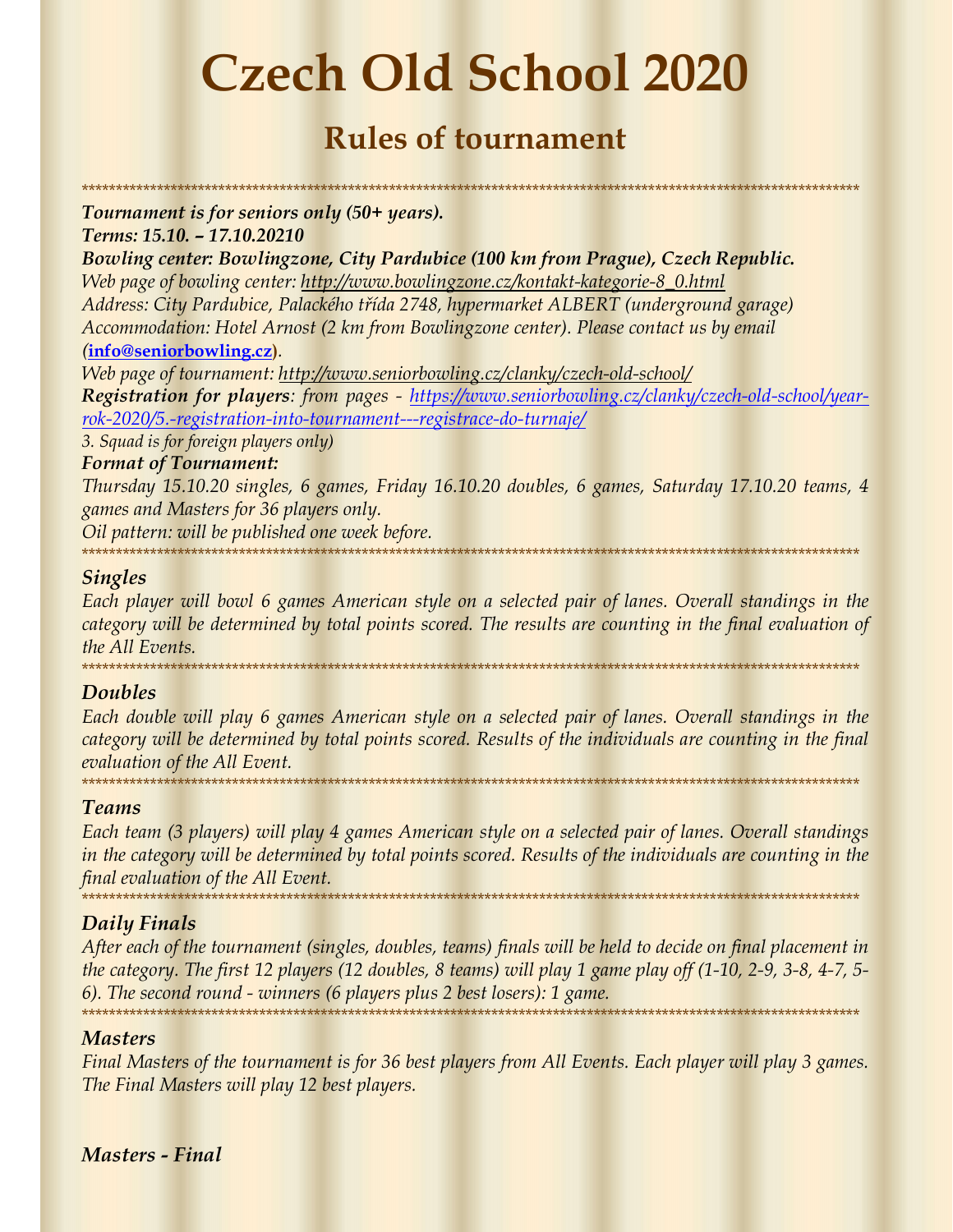# Czech Old School 2020

## Rules of tournament

\*\*\*\*\*\*\*\*\*\*\*\*\*\*\*\*\*\*\*\*\*\*\*\*\*\*\*\*\*\*\*\*\*\*\*\*\*\*\*\*\*\*\*\*\*\*\*\*\*\*\*\*\*\*\*\*\*\*\*\*\*\*\*\*\*\*\*\*\*\*\*\*\*\*\*\*\*\*\*\*\*\*\*\*\*\*\*\*\*\*\*\*\*\*\*\*\*\*\*\*\*\*\*\*\*\*\*\*\*\*\*\*\*\*\*\*\*\*\*\*

***Tournament is for seniors only (50+ years).***

***Terms: 15.10. – 17.10.20210***

***Bowling center: Bowlingzone, City Pardubice (100 km from Prague), Czech Republic.***

*Web page of bowling center: http://www.bowlingzone.cz/kontakt-kategorie-8_0.html*

*Address: City Pardubice, Palackého třída 2748, hypermarket ALBERT (underground garage)*

*Accommodation: Hotel Arnost (2 km from Bowlingzone center). Please contact us by email (**info@seniorbowling.cz**).*

*Web page of tournament: http://www.seniorbowling.cz/clanky/czech-old-school/*

***Registration for players**: from pages - https://www.seniorbowling.cz/clanky/czech-old-school/year-rok-2020/5.-registration-into-tournament---registrace-do-turnaje/*

*3. Squad is for foreign players only)*

***Format of Tournament:***

*Thursday 15.10.20 singles, 6 games, Friday 16.10.20 doubles, 6 games, Saturday 17.10.20 teams, 4 games and Masters for 36 players only.*

*Oil pattern: will be published one week before.*

\*\*\*\*\*\*\*\*\*\*\*\*\*\*\*\*\*\*\*\*\*\*\*\*\*\*\*\*\*\*\*\*\*\*\*\*\*\*\*\*\*\*\*\*\*\*\*\*\*\*\*\*\*\*\*\*\*\*\*\*\*\*\*\*\*\*\*\*\*\*\*\*\*\*\*\*\*\*\*\*\*\*\*\*\*\*\*\*\*\*\*\*\*\*\*\*\*\*\*\*\*\*\*\*\*\*\*\*\*\*\*\*\*\*\*\*\*\*\*\*

### *Singles*

*Each player will bowl 6 games American style on a selected pair of lanes. Overall standings in the category will be determined by total points scored. The results are counting in the final evaluation of the All Events.*

\*\*\*\*\*\*\*\*\*\*\*\*\*\*\*\*\*\*\*\*\*\*\*\*\*\*\*\*\*\*\*\*\*\*\*\*\*\*\*\*\*\*\*\*\*\*\*\*\*\*\*\*\*\*\*\*\*\*\*\*\*\*\*\*\*\*\*\*\*\*\*\*\*\*\*\*\*\*\*\*\*\*\*\*\*\*\*\*\*\*\*\*\*\*\*\*\*\*\*\*\*\*\*\*\*\*\*\*\*\*\*\*\*\*\*\*\*\*\*\*

### *Doubles*

*Each double will play 6 games American style on a selected pair of lanes. Overall standings in the category will be determined by total points scored. Results of the individuals are counting in the final evaluation of the All Event.*

\*\*\*\*\*\*\*\*\*\*\*\*\*\*\*\*\*\*\*\*\*\*\*\*\*\*\*\*\*\*\*\*\*\*\*\*\*\*\*\*\*\*\*\*\*\*\*\*\*\*\*\*\*\*\*\*\*\*\*\*\*\*\*\*\*\*\*\*\*\*\*\*\*\*\*\*\*\*\*\*\*\*\*\*\*\*\*\*\*\*\*\*\*\*\*\*\*\*\*\*\*\*\*\*\*\*\*\*\*\*\*\*\*\*\*\*\*\*\*\*

### *Teams*

*Each team (3 players) will play 4 games American style on a selected pair of lanes. Overall standings in the category will be determined by total points scored. Results of the individuals are counting in the final evaluation of the All Event.*

\*\*\*\*\*\*\*\*\*\*\*\*\*\*\*\*\*\*\*\*\*\*\*\*\*\*\*\*\*\*\*\*\*\*\*\*\*\*\*\*\*\*\*\*\*\*\*\*\*\*\*\*\*\*\*\*\*\*\*\*\*\*\*\*\*\*\*\*\*\*\*\*\*\*\*\*\*\*\*\*\*\*\*\*\*\*\*\*\*\*\*\*\*\*\*\*\*\*\*\*\*\*\*\*\*\*\*\*\*\*\*\*\*\*\*\*\*\*\*\*

### *Daily Finals*

*After each of the tournament (singles, doubles, teams) finals will be held to decide on final placement in the category. The first 12 players (12 doubles, 8 teams) will play 1 game play off (1-10, 2-9, 3-8, 4-7, 5-6). The second round - winners (6 players plus 2 best losers): 1 game.*

\*\*\*\*\*\*\*\*\*\*\*\*\*\*\*\*\*\*\*\*\*\*\*\*\*\*\*\*\*\*\*\*\*\*\*\*\*\*\*\*\*\*\*\*\*\*\*\*\*\*\*\*\*\*\*\*\*\*\*\*\*\*\*\*\*\*\*\*\*\*\*\*\*\*\*\*\*\*\*\*\*\*\*\*\*\*\*\*\*\*\*\*\*\*\*\*\*\*\*\*\*\*\*\*\*\*\*\*\*\*\*\*\*\*\*\*\*\*\*\*

### *Masters*

*Final Masters of the tournament is for 36 best players from All Events. Each player will play 3 games. The Final Masters will play 12 best players.*

### *Masters - Final*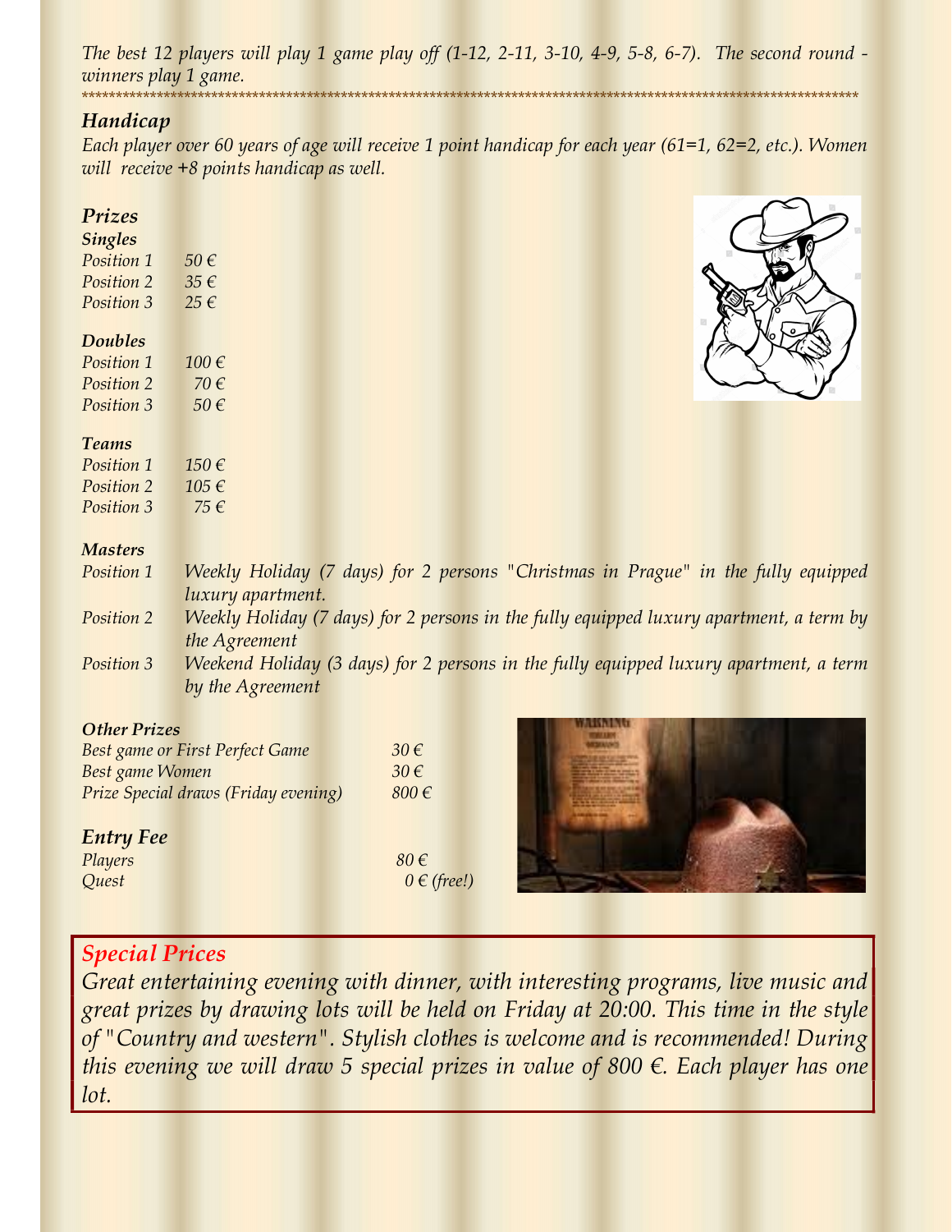*The best 12 players will play 1 game play off (1-12, 2-11, 3-10, 4-9, 5-8, 6-7). The second round - winners play 1 game.*

*****************************************************************************************************************************

## *Handicap*

*Each player over 60 years of age will receive 1 point handicap for each year (61=1, 62=2, etc.). Women will receive +8 points handicap as well.*

## *Prizes*

### *Singles*

| | |
|---|---|
| *Position 1* | *50 €* |
| *Position 2* | *35 €* |
| *Position 3* | *25 €* |

### *Doubles*

| | |
|---|---|
| *Position 1* | *100 €* |
| *Position 2* | *70 €* |
| *Position 3* | *50 €* |

### *Teams*

| | |
|---|---|
| *Position 1* | *150 €* |
| *Position 2* | *105 €* |
| *Position 3* | *75 €* |

### *Masters*

| | |
|---|---|
| *Position 1* | *Weekly Holiday (7 days) for 2 persons "Christmas in Prague" in the fully equipped luxury apartment.* |
| *Position 2* | *Weekly Holiday (7 days) for 2 persons in the fully equipped luxury apartment, a term by the Agreement* |
| *Position 3* | *Weekend Holiday (3 days) for 2 persons in the fully equipped luxury apartment, a term by the Agreement* |

### *Other Prizes*

| | |
|---|---|
| *Best game or First Perfect Game* | *30 €* |
| *Best game Women* | *30 €* |
| *Prize Special draws (Friday evening)* | *800 €* |

## *Entry Fee*

| | |
|---|---|
| *Players* | *80 €* |
| *Quest* | *0 € (free!)* |

## *Special Prices*

*Great entertaining evening with dinner, with interesting programs, live music and great prizes by drawing lots will be held on Friday at 20:00. This time in the style of "Country and western". Stylish clothes is welcome and is recommended! During this evening we will draw 5 special prizes in value of 800 €. Each player has one lot.*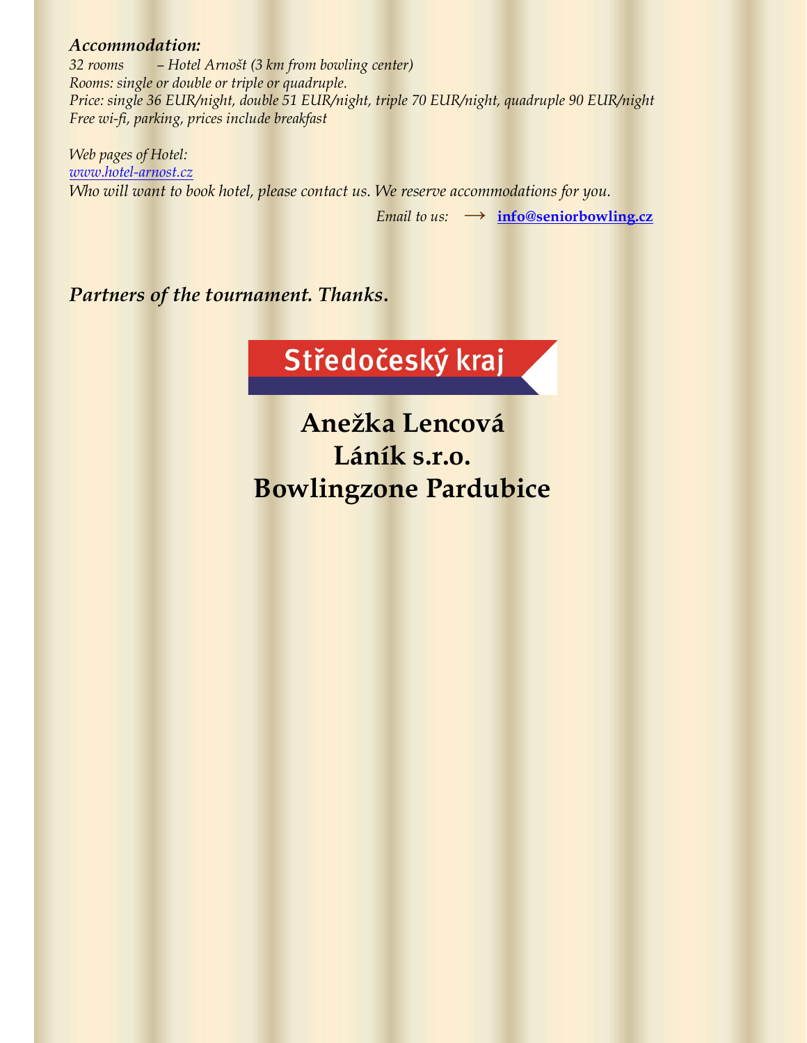***Accommodation:***

*32 rooms – Hotel Arnošt (3 km from bowling center)*
*Rooms: single or double or triple or quadruple.*
*Price: single 36 EUR/night, double 51 EUR/night, triple 70 EUR/night, quadruple 90 EUR/night*
*Free wi-fi, parking, prices include breakfast*

*Web pages of Hotel:*
*www.hotel-arnost.cz*
*Who will want to book hotel, please contact us. We reserve accommodations for you.*

*Email to us:* ⟶ **info@seniorbowling.cz**

## *Partners of the tournament. Thanks.*

Středočeský kraj

**Anežka Lencová**
**Láník s.r.o.**
**Bowlingzone Pardubice**